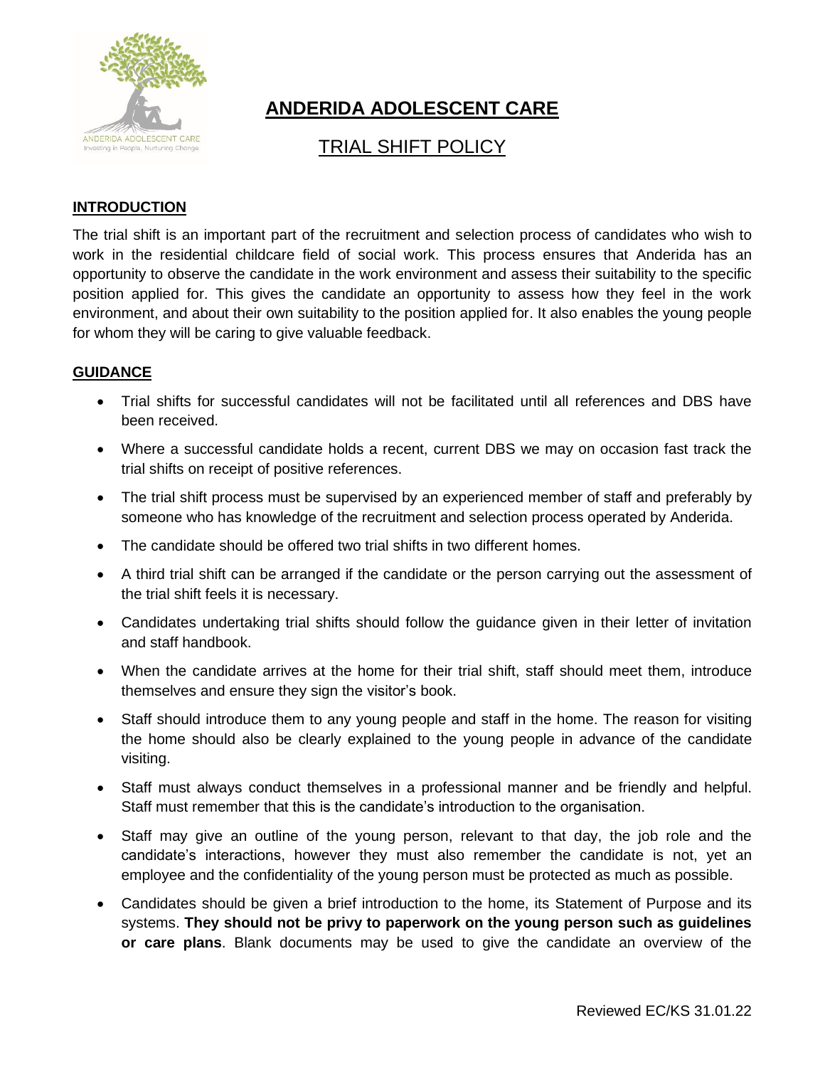# ANDERIDA ADOLESCENT CARE

## TRIAL SHIFT POLICY

### INTRODUCTION

The trial shift is an important part of the recruitment and selection process of candidates who wish to work in the residential childcare field of social work. This process ensures that Anderida has an opportunity to observe the candidate in the work environment and assess their suitability to the specific position applied for. This gives the candidate an opportunity to assess how they feel in the work environment, and about their own suitability to the position applied for. It also enables the young people for whom they will be caring to give valuable feedback.

### GUIDANCE

- Trial shifts for successful candidates will not be facilitated until all references and DBS have been received.
- Where a successful candidate holds a recent, current DBS we may on occasion fast track the trial shifts on receipt of positive references.
- The trial shift process must be supervised by an experienced member of staff and preferably by someone who has knowledge of the recruitment and selection process operated by Anderida.
- The candidate should be offered two trial shifts in two different homes.
- A third trial shift can be arranged if the candidate or the person carrying out the assessment of the trial shift feels it is necessary.
- Candidates undertaking trial shifts should follow the guidance given in their letter of invitation and staff handbook.
- When the candidate arrives at the home for their trial shift, staff should meet them, introduce themselves and ensure they sign the visitor's book.
- Staff should introduce them to any young people and staff in the home. The reason for visiting the home should also be clearly explained to the young people in advance of the candidate visiting.
- Staff must always conduct themselves in a professional manner and be friendly and helpful. Staff must remember that this is the candidate's introduction to the organisation.
- Staff may give an outline of the young person, relevant to that day, the job role and the candidate's interactions, however they must also remember the candidate is not, yet an employee and the confidentiality of the young person must be protected as much as possible.
- Candidates should be given a brief introduction to the home, its Statement of Purpose and its systems. **They should not be privy to paperwork on the young person such as guidelines or care plans**. Blank documents may be used to give the candidate an overview of the

Reviewed EC/KS 31.01.22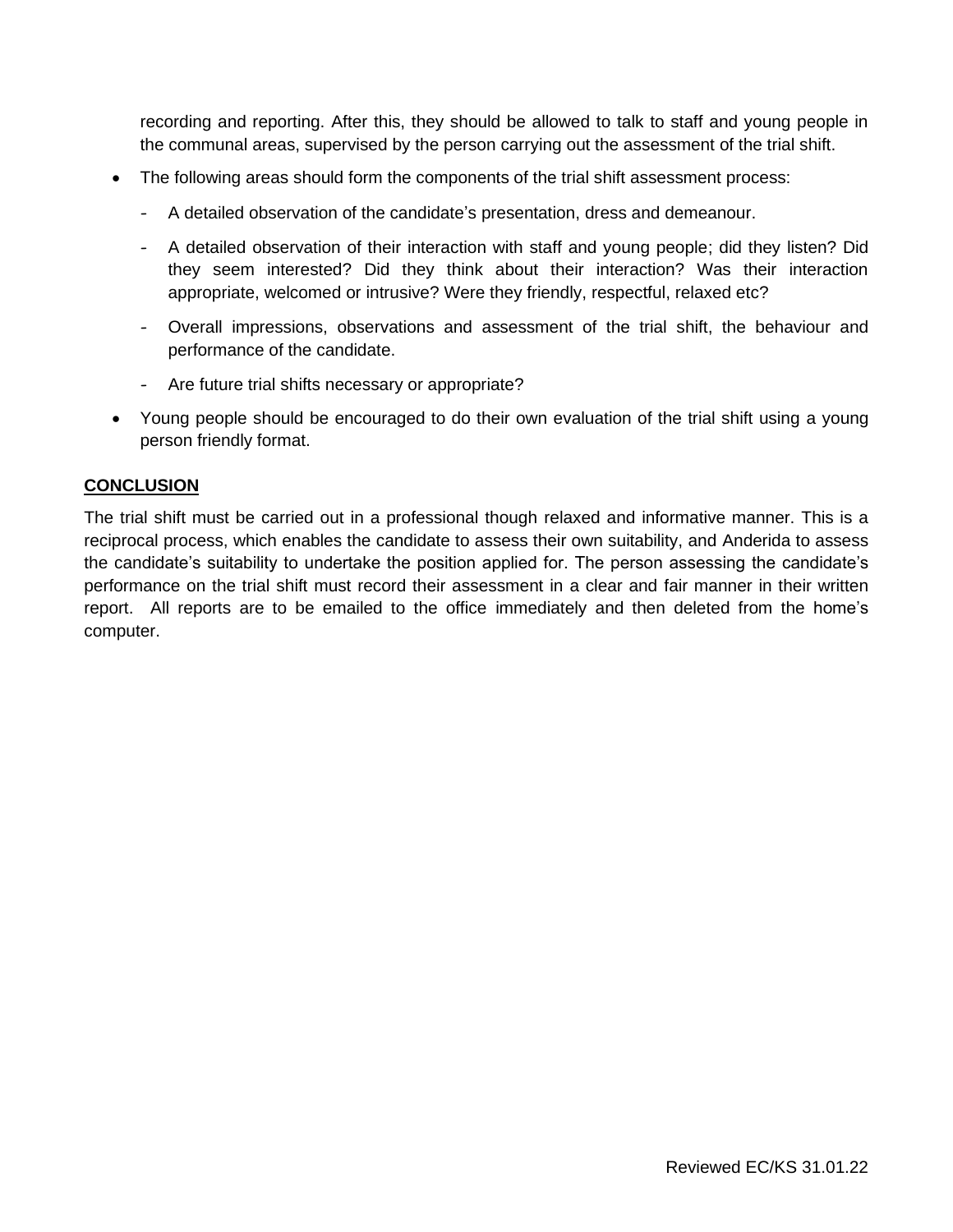recording and reporting. After this, they should be allowed to talk to staff and young people in the communal areas, supervised by the person carrying out the assessment of the trial shift.

- The following areas should form the components of the trial shift assessment process:
  - A detailed observation of the candidate's presentation, dress and demeanour.
  - A detailed observation of their interaction with staff and young people; did they listen? Did they seem interested? Did they think about their interaction? Was their interaction appropriate, welcomed or intrusive? Were they friendly, respectful, relaxed etc?
  - Overall impressions, observations and assessment of the trial shift, the behaviour and performance of the candidate.
  - Are future trial shifts necessary or appropriate?
- Young people should be encouraged to do their own evaluation of the trial shift using a young person friendly format.

**CONCLUSION**

The trial shift must be carried out in a professional though relaxed and informative manner. This is a reciprocal process, which enables the candidate to assess their own suitability, and Anderida to assess the candidate's suitability to undertake the position applied for. The person assessing the candidate's performance on the trial shift must record their assessment in a clear and fair manner in their written report. All reports are to be emailed to the office immediately and then deleted from the home's computer.

Reviewed EC/KS 31.01.22